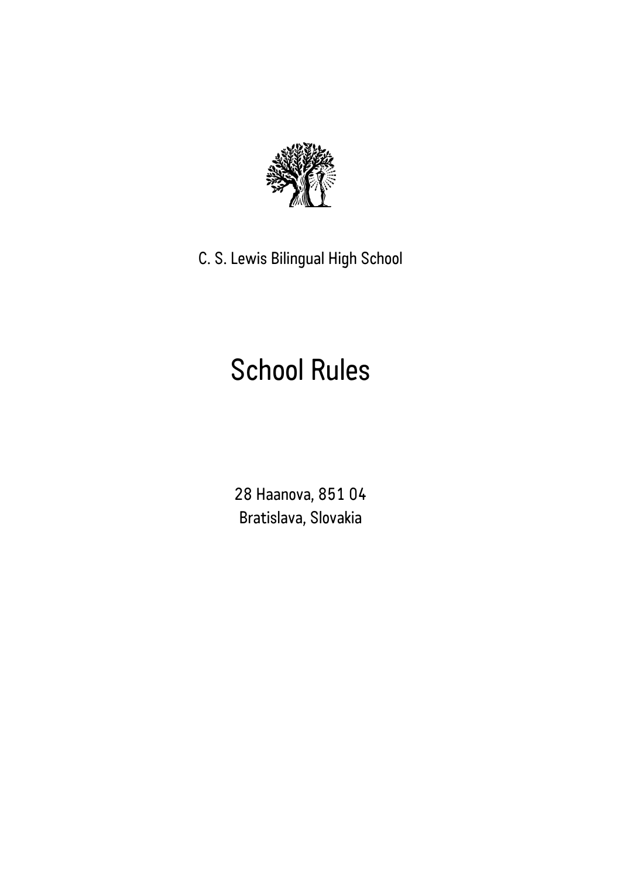C. S. Lewis Bilingual High School

# School Rules

28 Haanova, 851 04
Bratislava, Slovakia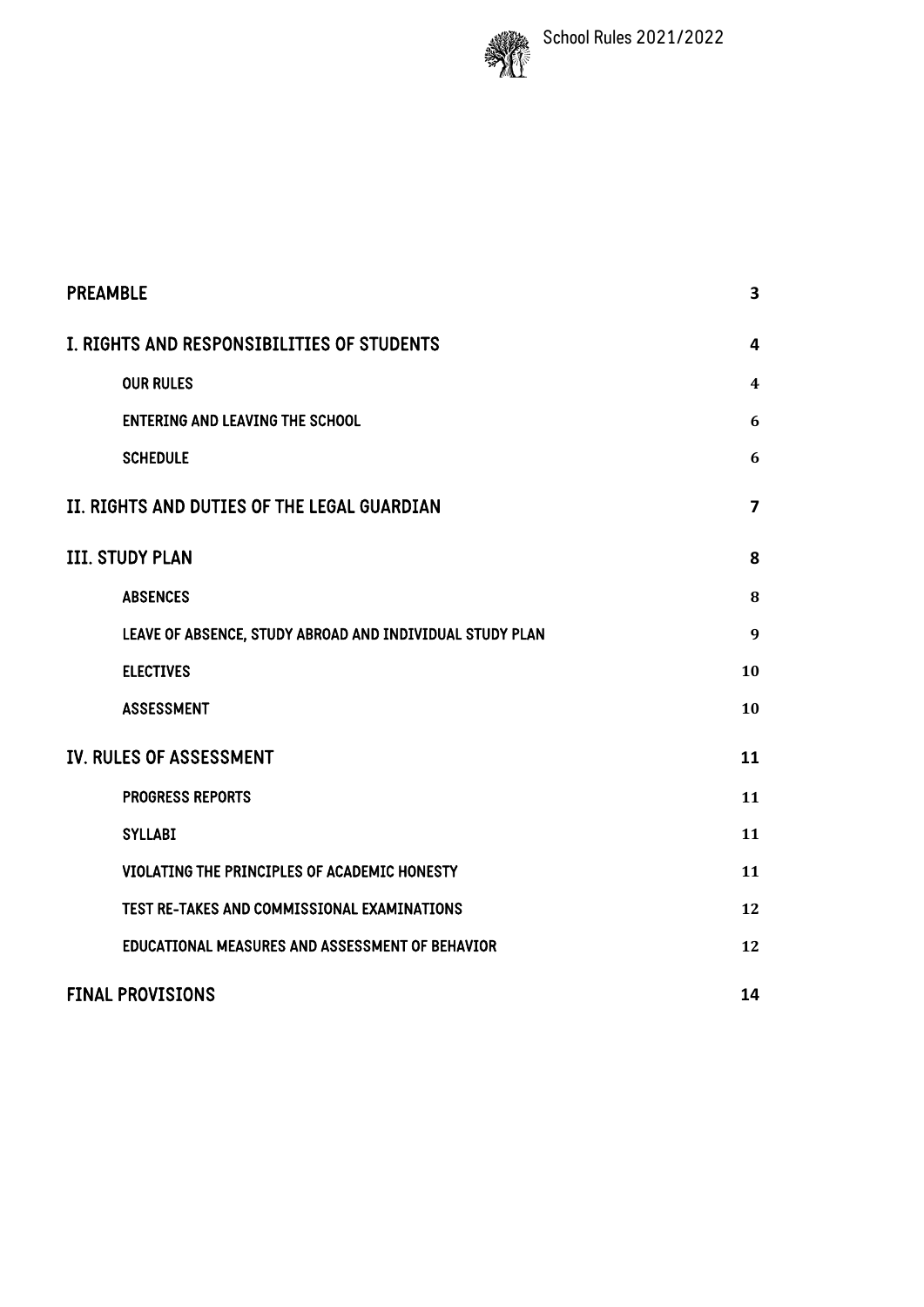| | |
|---|---|
| PREAMBLE | 3 |
| I. RIGHTS AND RESPONSIBILITIES OF STUDENTS | 4 |
| OUR RULES | 4 |
| ENTERING AND LEAVING THE SCHOOL | 6 |
| SCHEDULE | 6 |
| II. RIGHTS AND DUTIES OF THE LEGAL GUARDIAN | 7 |
| III. STUDY PLAN | 8 |
| ABSENCES | 8 |
| LEAVE OF ABSENCE, STUDY ABROAD AND INDIVIDUAL STUDY PLAN | 9 |
| ELECTIVES | 10 |
| ASSESSMENT | 10 |
| IV. RULES OF ASSESSMENT | 11 |
| PROGRESS REPORTS | 11 |
| SYLLABI | 11 |
| VIOLATING THE PRINCIPLES OF ACADEMIC HONESTY | 11 |
| TEST RE-TAKES AND COMMISSIONAL EXAMINATIONS | 12 |
| EDUCATIONAL MEASURES AND ASSESSMENT OF BEHAVIOR | 12 |
| FINAL PROVISIONS | 14 |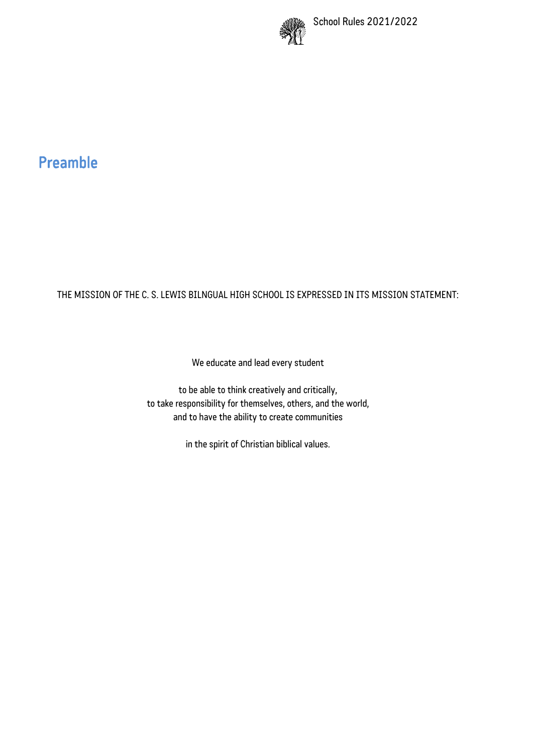# Preamble

THE MISSION OF THE C. S. LEWIS BILNGUAL HIGH SCHOOL IS EXPRESSED IN ITS MISSION STATEMENT:

We educate and lead every student

to be able to think creatively and critically,
to take responsibility for themselves, others, and the world,
and to have the ability to create communities

in the spirit of Christian biblical values.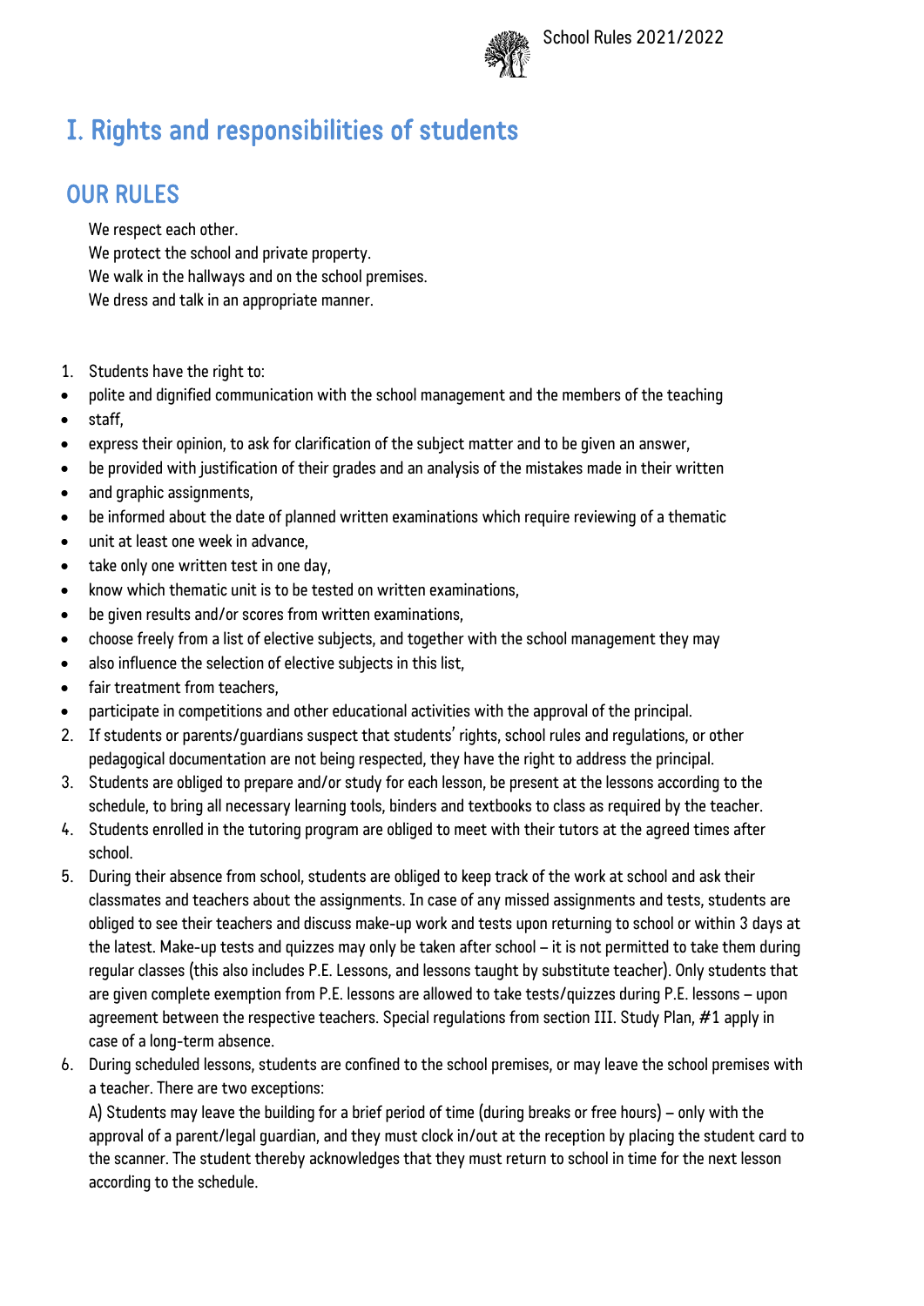# I. Rights and responsibilities of students

## OUR RULES

We respect each other.
We protect the school and private property.
We walk in the hallways and on the school premises.
We dress and talk in an appropriate manner.

1. Students have the right to:

- polite and dignified communication with the school management and the members of the teaching
- staff,
- express their opinion, to ask for clarification of the subject matter and to be given an answer,
- be provided with justification of their grades and an analysis of the mistakes made in their written
- and graphic assignments,
- be informed about the date of planned written examinations which require reviewing of a thematic
- unit at least one week in advance,
- take only one written test in one day,
- know which thematic unit is to be tested on written examinations,
- be given results and/or scores from written examinations,
- choose freely from a list of elective subjects, and together with the school management they may
- also influence the selection of elective subjects in this list,
- fair treatment from teachers,
- participate in competitions and other educational activities with the approval of the principal.

2. If students or parents/guardians suspect that students' rights, school rules and regulations, or other pedagogical documentation are not being respected, they have the right to address the principal.
3. Students are obliged to prepare and/or study for each lesson, be present at the lessons according to the schedule, to bring all necessary learning tools, binders and textbooks to class as required by the teacher.
4. Students enrolled in the tutoring program are obliged to meet with their tutors at the agreed times after school.
5. During their absence from school, students are obliged to keep track of the work at school and ask their classmates and teachers about the assignments. In case of any missed assignments and tests, students are obliged to see their teachers and discuss make-up work and tests upon returning to school or within 3 days at the latest. Make-up tests and quizzes may only be taken after school – it is not permitted to take them during regular classes (this also includes P.E. Lessons, and lessons taught by substitute teacher). Only students that are given complete exemption from P.E. lessons are allowed to take tests/quizzes during P.E. lessons – upon agreement between the respective teachers. Special regulations from section III. Study Plan, #1 apply in case of a long-term absence.
6. During scheduled lessons, students are confined to the school premises, or may leave the school premises with a teacher. There are two exceptions:

   A) Students may leave the building for a brief period of time (during breaks or free hours) – only with the approval of a parent/legal guardian, and they must clock in/out at the reception by placing the student card to the scanner. The student thereby acknowledges that they must return to school in time for the next lesson according to the schedule.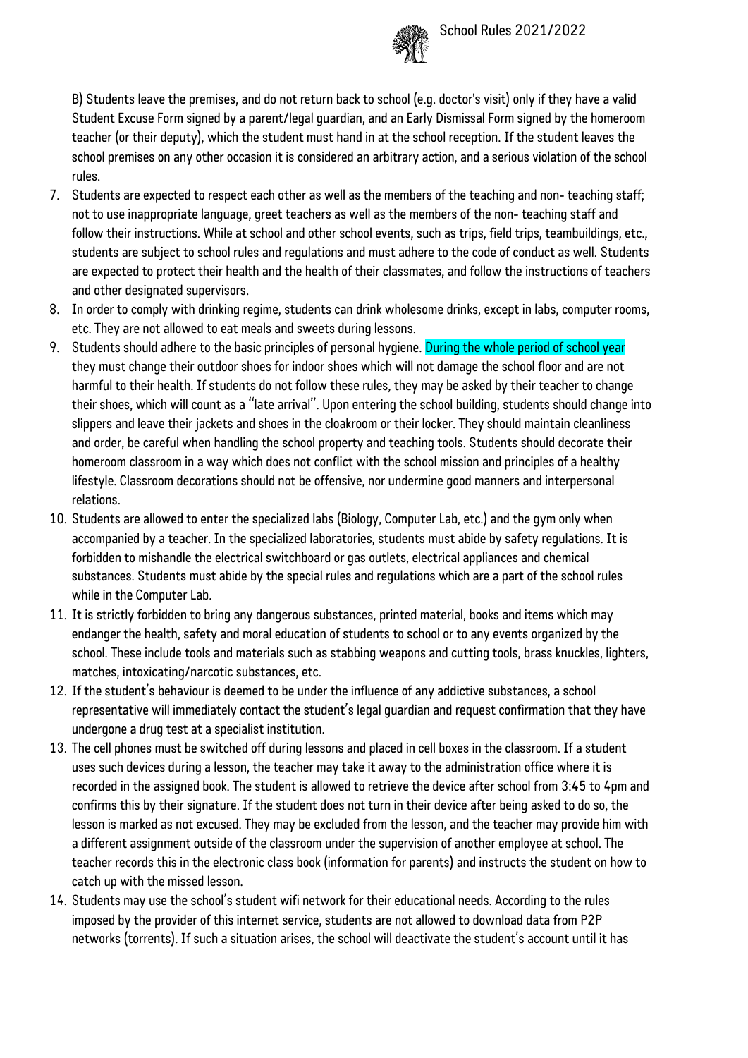B) Students leave the premises, and do not return back to school (e.g. doctor's visit) only if they have a valid Student Excuse Form signed by a parent/legal guardian, and an Early Dismissal Form signed by the homeroom teacher (or their deputy), which the student must hand in at the school reception. If the student leaves the school premises on any other occasion it is considered an arbitrary action, and a serious violation of the school rules.

7. Students are expected to respect each other as well as the members of the teaching and non- teaching staff; not to use inappropriate language, greet teachers as well as the members of the non- teaching staff and follow their instructions. While at school and other school events, such as trips, field trips, teambuildings, etc., students are subject to school rules and regulations and must adhere to the code of conduct as well. Students are expected to protect their health and the health of their classmates, and follow the instructions of teachers and other designated supervisors.
8. In order to comply with drinking regime, students can drink wholesome drinks, except in labs, computer rooms, etc. They are not allowed to eat meals and sweets during lessons.
9. Students should adhere to the basic principles of personal hygiene. During the whole period of school year they must change their outdoor shoes for indoor shoes which will not damage the school floor and are not harmful to their health. If students do not follow these rules, they may be asked by their teacher to change their shoes, which will count as a "late arrival". Upon entering the school building, students should change into slippers and leave their jackets and shoes in the cloakroom or their locker. They should maintain cleanliness and order, be careful when handling the school property and teaching tools. Students should decorate their homeroom classroom in a way which does not conflict with the school mission and principles of a healthy lifestyle. Classroom decorations should not be offensive, nor undermine good manners and interpersonal relations.
10. Students are allowed to enter the specialized labs (Biology, Computer Lab, etc.) and the gym only when accompanied by a teacher. In the specialized laboratories, students must abide by safety regulations. It is forbidden to mishandle the electrical switchboard or gas outlets, electrical appliances and chemical substances. Students must abide by the special rules and regulations which are a part of the school rules while in the Computer Lab.
11. It is strictly forbidden to bring any dangerous substances, printed material, books and items which may endanger the health, safety and moral education of students to school or to any events organized by the school. These include tools and materials such as stabbing weapons and cutting tools, brass knuckles, lighters, matches, intoxicating/narcotic substances, etc.
12. If the student's behaviour is deemed to be under the influence of any addictive substances, a school representative will immediately contact the student's legal guardian and request confirmation that they have undergone a drug test at a specialist institution.
13. The cell phones must be switched off during lessons and placed in cell boxes in the classroom. If a student uses such devices during a lesson, the teacher may take it away to the administration office where it is recorded in the assigned book. The student is allowed to retrieve the device after school from 3:45 to 4pm and confirms this by their signature. If the student does not turn in their device after being asked to do so, the lesson is marked as not excused. They may be excluded from the lesson, and the teacher may provide him with a different assignment outside of the classroom under the supervision of another employee at school. The teacher records this in the electronic class book (information for parents) and instructs the student on how to catch up with the missed lesson.
14. Students may use the school's student wifi network for their educational needs. According to the rules imposed by the provider of this internet service, students are not allowed to download data from P2P networks (torrents). If such a situation arises, the school will deactivate the student's account until it has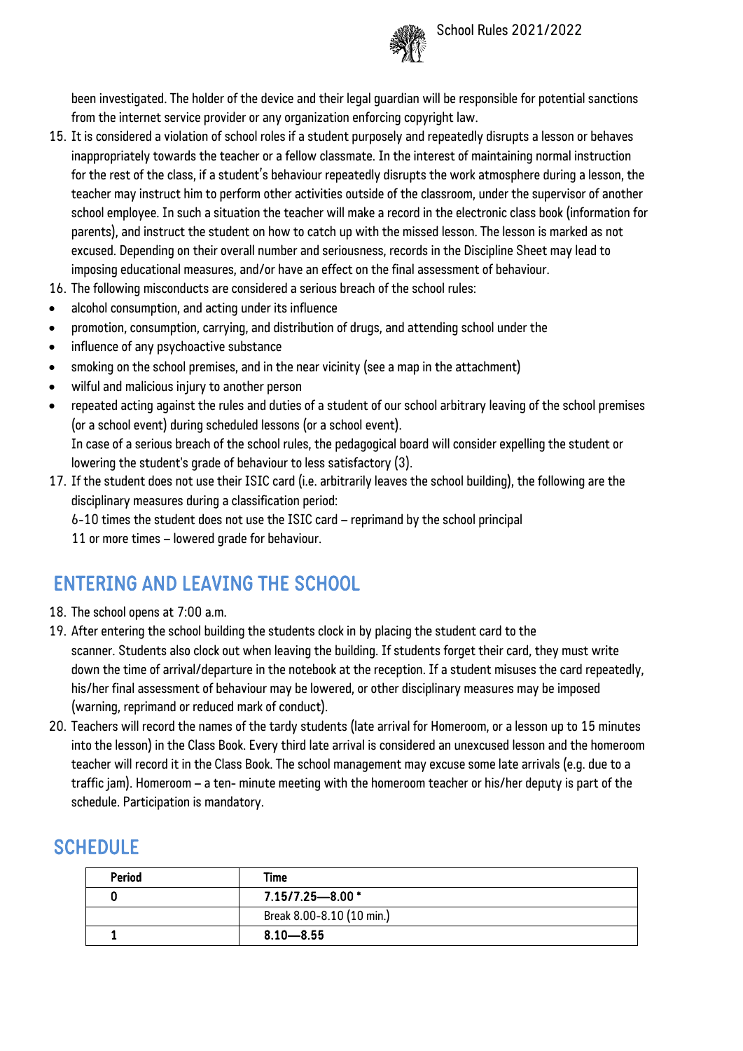been investigated. The holder of the device and their legal guardian will be responsible for potential sanctions from the internet service provider or any organization enforcing copyright law.

15. It is considered a violation of school roles if a student purposely and repeatedly disrupts a lesson or behaves inappropriately towards the teacher or a fellow classmate. In the interest of maintaining normal instruction for the rest of the class, if a student's behaviour repeatedly disrupts the work atmosphere during a lesson, the teacher may instruct him to perform other activities outside of the classroom, under the supervisor of another school employee. In such a situation the teacher will make a record in the electronic class book (information for parents), and instruct the student on how to catch up with the missed lesson. The lesson is marked as not excused. Depending on their overall number and seriousness, records in the Discipline Sheet may lead to imposing educational measures, and/or have an effect on the final assessment of behaviour.
16. The following misconducts are considered a serious breach of the school rules:

- alcohol consumption, and acting under its influence
- promotion, consumption, carrying, and distribution of drugs, and attending school under the
- influence of any psychoactive substance
- smoking on the school premises, and in the near vicinity (see a map in the attachment)
- wilful and malicious injury to another person
- repeated acting against the rules and duties of a student of our school arbitrary leaving of the school premises (or a school event) during scheduled lessons (or a school event).
  In case of a serious breach of the school rules, the pedagogical board will consider expelling the student or lowering the student's grade of behaviour to less satisfactory (3).

17. If the student does not use their ISIC card (i.e. arbitrarily leaves the school building), the following are the disciplinary measures during a classification period:
    6-10 times the student does not use the ISIC card – reprimand by the school principal
    11 or more times – lowered grade for behaviour.

## ENTERING AND LEAVING THE SCHOOL

18. The school opens at 7:00 a.m.
19. After entering the school building the students clock in by placing the student card to the scanner. Students also clock out when leaving the building. If students forget their card, they must write down the time of arrival/departure in the notebook at the reception. If a student misuses the card repeatedly, his/her final assessment of behaviour may be lowered, or other disciplinary measures may be imposed (warning, reprimand or reduced mark of conduct).
20. Teachers will record the names of the tardy students (late arrival for Homeroom, or a lesson up to 15 minutes into the lesson) in the Class Book. Every third late arrival is considered an unexcused lesson and the homeroom teacher will record it in the Class Book. The school management may excuse some late arrivals (e.g. due to a traffic jam). Homeroom – a ten- minute meeting with the homeroom teacher or his/her deputy is part of the schedule. Participation is mandatory.

## SCHEDULE

| Period | Time |
|---|---|
| **0** | **7.15/7.25—8.00 *** |
| | Break 8.00-8.10 (10 min.) |
| **1** | **8.10—8.55** |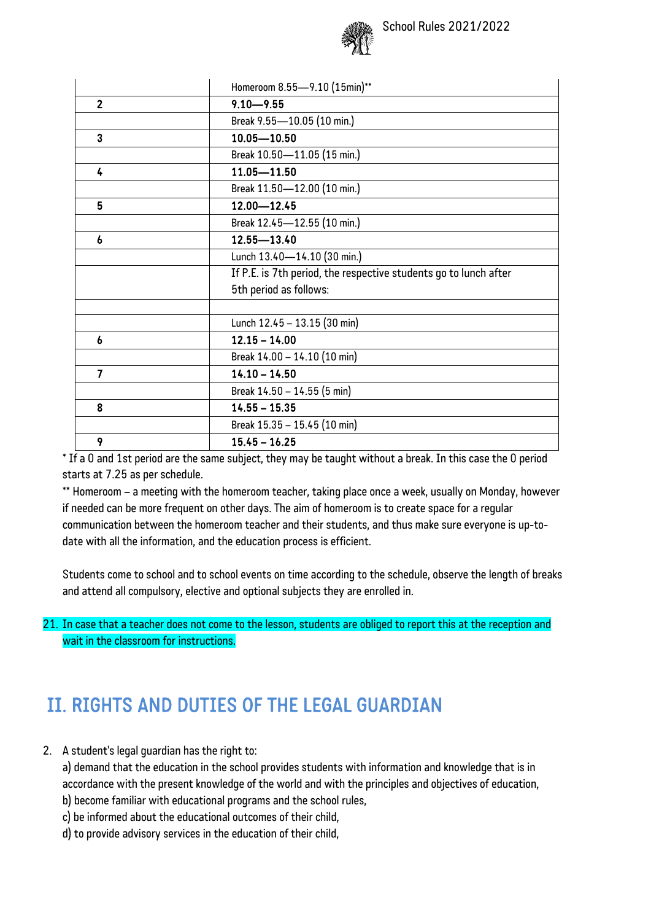| | |
|---|---|
| | Homeroom 8.55—9.10 (15min)** |
| **2** | **9.10—9.55** |
| | Break 9.55—10.05 (10 min.) |
| **3** | **10.05—10.50** |
| | Break 10.50—11.05 (15 min.) |
| **4** | **11.05—11.50** |
| | Break 11.50—12.00 (10 min.) |
| **5** | **12.00—12.45** |
| | Break 12.45—12.55 (10 min.) |
| **6** | **12.55—13.40** |
| | Lunch 13.40—14.10 (30 min.) |
| | If P.E. is 7th period, the respective students go to lunch after 5th period as follows: |
| | |
| | Lunch 12.45 – 13.15 (30 min) |
| **6** | **12.15 – 14.00** |
| | Break 14.00 – 14.10 (10 min) |
| **7** | **14.10 – 14.50** |
| | Break 14.50 – 14.55 (5 min) |
| **8** | **14.55 – 15.35** |
| | Break 15.35 – 15.45 (10 min) |
| **9** | **15.45 – 16.25** |

* If a 0 and 1st period are the same subject, they may be taught without a break. In this case the 0 period starts at 7.25 as per schedule.

** Homeroom – a meeting with the homeroom teacher, taking place once a week, usually on Monday, however if needed can be more frequent on other days. The aim of homeroom is to create space for a regular communication between the homeroom teacher and their students, and thus make sure everyone is up-to-date with all the information, and the education process is efficient.

Students come to school and to school events on time according to the schedule, observe the length of breaks and attend all compulsory, elective and optional subjects they are enrolled in.

21. In case that a teacher does not come to the lesson, students are obliged to report this at the reception and wait in the classroom for instructions.

## II. RIGHTS AND DUTIES OF THE LEGAL GUARDIAN

2. A student's legal guardian has the right to:
   a) demand that the education in the school provides students with information and knowledge that is in accordance with the present knowledge of the world and with the principles and objectives of education,
   b) become familiar with educational programs and the school rules,
   c) be informed about the educational outcomes of their child,
   d) to provide advisory services in the education of their child,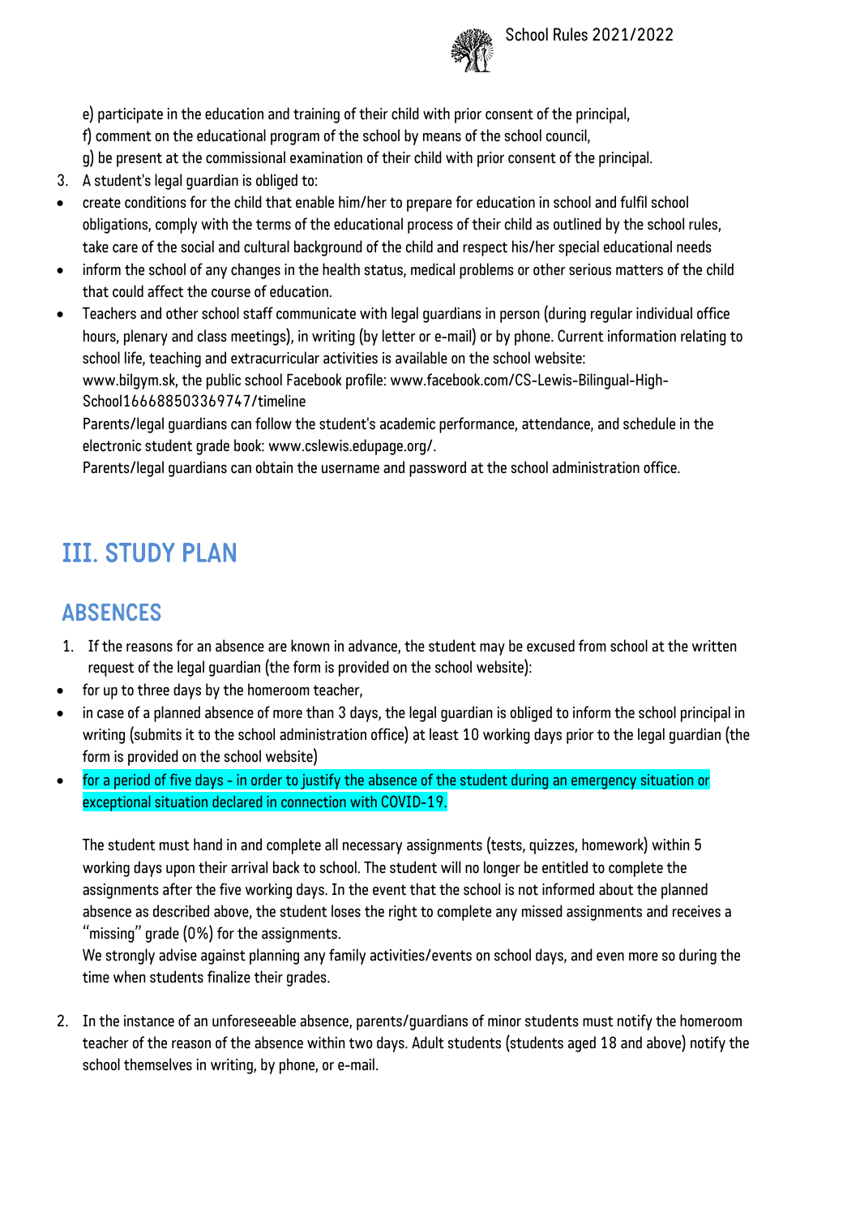e) participate in the education and training of their child with prior consent of the principal,
f) comment on the educational program of the school by means of the school council,
g) be present at the commissional examination of their child with prior consent of the principal.

3. A student's legal guardian is obliged to:

- create conditions for the child that enable him/her to prepare for education in school and fulfil school obligations, comply with the terms of the educational process of their child as outlined by the school rules, take care of the social and cultural background of the child and respect his/her special educational needs
- inform the school of any changes in the health status, medical problems or other serious matters of the child that could affect the course of education.
- Teachers and other school staff communicate with legal guardians in person (during regular individual office hours, plenary and class meetings), in writing (by letter or e-mail) or by phone. Current information relating to school life, teaching and extracurricular activities is available on the school website: www.bilgym.sk, the public school Facebook profile: www.facebook.com/CS-Lewis-Bilingual-High-School166688503369747/timeline
  Parents/legal guardians can follow the student's academic performance, attendance, and schedule in the electronic student grade book: www.cslewis.edupage.org/.
  Parents/legal guardians can obtain the username and password at the school administration office.

# III. STUDY PLAN

## ABSENCES

1. If the reasons for an absence are known in advance, the student may be excused from school at the written request of the legal guardian (the form is provided on the school website):

- for up to three days by the homeroom teacher,
- in case of a planned absence of more than 3 days, the legal guardian is obliged to inform the school principal in writing (submits it to the school administration office) at least 10 working days prior to the legal guardian (the form is provided on the school website)
- for a period of five days - in order to justify the absence of the student during an emergency situation or exceptional situation declared in connection with COVID-19.

  The student must hand in and complete all necessary assignments (tests, quizzes, homework) within 5 working days upon their arrival back to school. The student will no longer be entitled to complete the assignments after the five working days. In the event that the school is not informed about the planned absence as described above, the student loses the right to complete any missed assignments and receives a "missing" grade (0%) for the assignments.
  We strongly advise against planning any family activities/events on school days, and even more so during the time when students finalize their grades.

2. In the instance of an unforeseeable absence, parents/guardians of minor students must notify the homeroom teacher of the reason of the absence within two days. Adult students (students aged 18 and above) notify the school themselves in writing, by phone, or e-mail.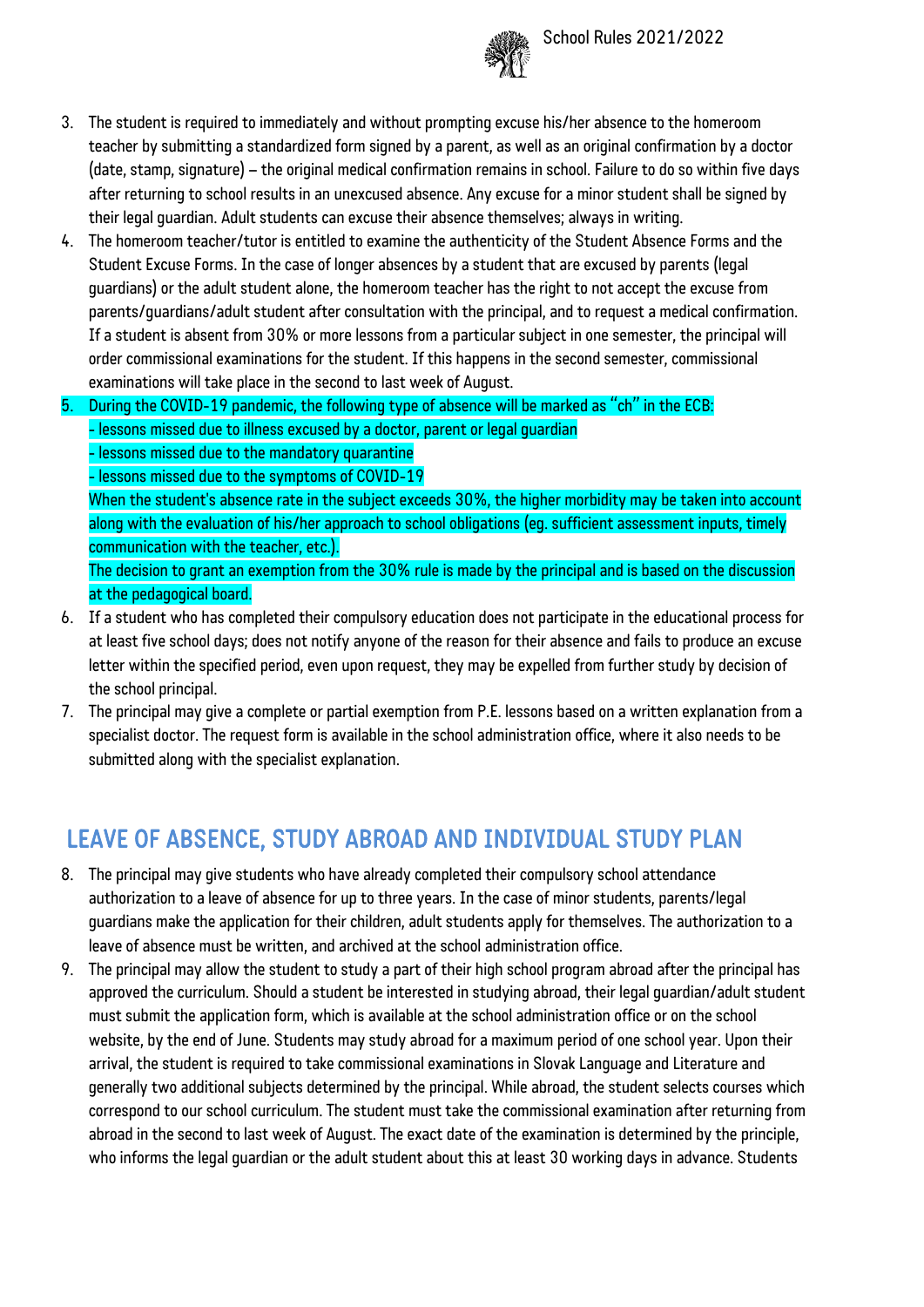3. The student is required to immediately and without prompting excuse his/her absence to the homeroom teacher by submitting a standardized form signed by a parent, as well as an original confirmation by a doctor (date, stamp, signature) – the original medical confirmation remains in school. Failure to do so within five days after returning to school results in an unexcused absence. Any excuse for a minor student shall be signed by their legal guardian. Adult students can excuse their absence themselves; always in writing.
4. The homeroom teacher/tutor is entitled to examine the authenticity of the Student Absence Forms and the Student Excuse Forms. In the case of longer absences by a student that are excused by parents (legal guardians) or the adult student alone, the homeroom teacher has the right to not accept the excuse from parents/guardians/adult student after consultation with the principal, and to request a medical confirmation. If a student is absent from 30% or more lessons from a particular subject in one semester, the principal will order commissional examinations for the student. If this happens in the second semester, commissional examinations will take place in the second to last week of August.
5. During the COVID-19 pandemic, the following type of absence will be marked as "ch" in the ECB:
   - lessons missed due to illness excused by a doctor, parent or legal guardian
   - lessons missed due to the mandatory quarantine
   - lessons missed due to the symptoms of COVID-19

   When the student's absence rate in the subject exceeds 30%, the higher morbidity may be taken into account along with the evaluation of his/her approach to school obligations (eg. sufficient assessment inputs, timely communication with the teacher, etc.).

   The decision to grant an exemption from the 30% rule is made by the principal and is based on the discussion at the pedagogical board.
6. If a student who has completed their compulsory education does not participate in the educational process for at least five school days; does not notify anyone of the reason for their absence and fails to produce an excuse letter within the specified period, even upon request, they may be expelled from further study by decision of the school principal.
7. The principal may give a complete or partial exemption from P.E. lessons based on a written explanation from a specialist doctor. The request form is available in the school administration office, where it also needs to be submitted along with the specialist explanation.

## LEAVE OF ABSENCE, STUDY ABROAD AND INDIVIDUAL STUDY PLAN

8. The principal may give students who have already completed their compulsory school attendance authorization to a leave of absence for up to three years. In the case of minor students, parents/legal guardians make the application for their children, adult students apply for themselves. The authorization to a leave of absence must be written, and archived at the school administration office.
9. The principal may allow the student to study a part of their high school program abroad after the principal has approved the curriculum. Should a student be interested in studying abroad, their legal guardian/adult student must submit the application form, which is available at the school administration office or on the school website, by the end of June. Students may study abroad for a maximum period of one school year. Upon their arrival, the student is required to take commissional examinations in Slovak Language and Literature and generally two additional subjects determined by the principal. While abroad, the student selects courses which correspond to our school curriculum. The student must take the commissional examination after returning from abroad in the second to last week of August. The exact date of the examination is determined by the principle, who informs the legal guardian or the adult student about this at least 30 working days in advance. Students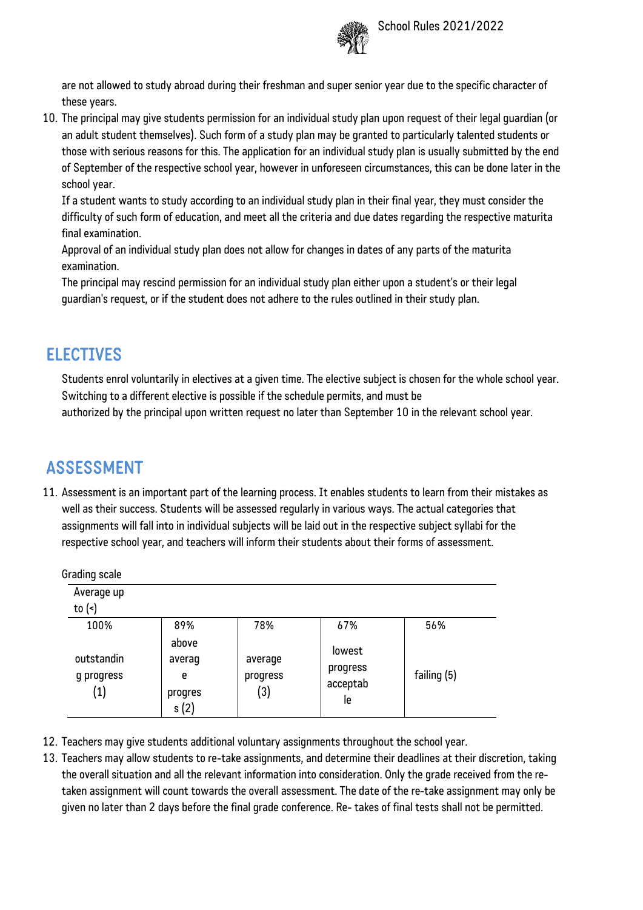are not allowed to study abroad during their freshman and super senior year due to the specific character of these years.

10. The principal may give students permission for an individual study plan upon request of their legal guardian (or an adult student themselves). Such form of a study plan may be granted to particularly talented students or those with serious reasons for this. The application for an individual study plan is usually submitted by the end of September of the respective school year, however in unforeseen circumstances, this can be done later in the school year.
    If a student wants to study according to an individual study plan in their final year, they must consider the difficulty of such form of education, and meet all the criteria and due dates regarding the respective maturita final examination.
    Approval of an individual study plan does not allow for changes in dates of any parts of the maturita examination.
    The principal may rescind permission for an individual study plan either upon a student's or their legal guardian's request, or if the student does not adhere to the rules outlined in their study plan.

## ELECTIVES

Students enrol voluntarily in electives at a given time. The elective subject is chosen for the whole school year. Switching to a different elective is possible if the schedule permits, and must be authorized by the principal upon written request no later than September 10 in the relevant school year.

## ASSESSMENT

11. Assessment is an important part of the learning process. It enables students to learn from their mistakes as well as their success. Students will be assessed regularly in various ways. The actual categories that assignments will fall into in individual subjects will be laid out in the respective subject syllabi for the respective school year, and teachers will inform their students about their forms of assessment.

Grading scale

| Average up to (<) | | | | |
|---|---|---|---|---|
| 100% | 89% | 78% | 67% | 56% |
| outstanding progress (1) | above average progress (2) | average progress (3) | lowest progress acceptable | failing (5) |

12. Teachers may give students additional voluntary assignments throughout the school year.
13. Teachers may allow students to re-take assignments, and determine their deadlines at their discretion, taking the overall situation and all the relevant information into consideration. Only the grade received from the re-taken assignment will count towards the overall assessment. The date of the re-take assignment may only be given no later than 2 days before the final grade conference. Re- takes of final tests shall not be permitted.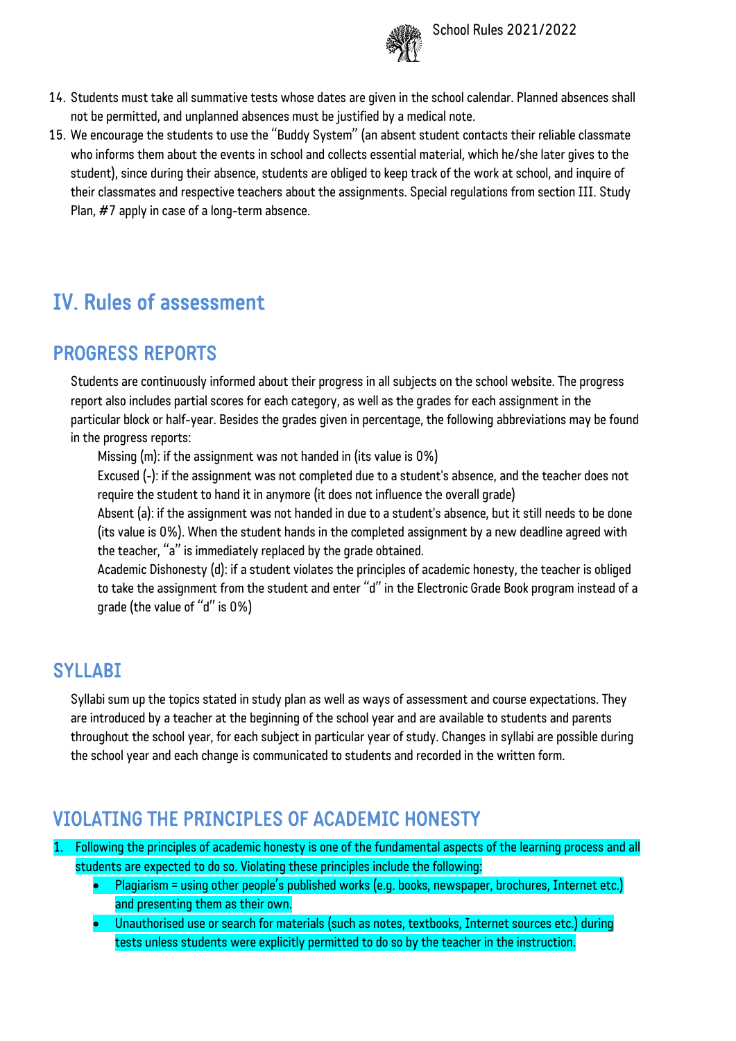14. Students must take all summative tests whose dates are given in the school calendar. Planned absences shall not be permitted, and unplanned absences must be justified by a medical note.
15. We encourage the students to use the "Buddy System" (an absent student contacts their reliable classmate who informs them about the events in school and collects essential material, which he/she later gives to the student), since during their absence, students are obliged to keep track of the work at school, and inquire of their classmates and respective teachers about the assignments. Special regulations from section III. Study Plan, #7 apply in case of a long-term absence.

# IV. Rules of assessment

## PROGRESS REPORTS

Students are continuously informed about their progress in all subjects on the school website. The progress report also includes partial scores for each category, as well as the grades for each assignment in the particular block or half-year. Besides the grades given in percentage, the following abbreviations may be found in the progress reports:

Missing (m): if the assignment was not handed in (its value is 0%)

Excused (-): if the assignment was not completed due to a student's absence, and the teacher does not require the student to hand it in anymore (it does not influence the overall grade)

Absent (a): if the assignment was not handed in due to a student's absence, but it still needs to be done (its value is 0%). When the student hands in the completed assignment by a new deadline agreed with the teacher, "a" is immediately replaced by the grade obtained.

Academic Dishonesty (d): if a student violates the principles of academic honesty, the teacher is obliged to take the assignment from the student and enter "d" in the Electronic Grade Book program instead of a grade (the value of "d" is 0%)

## SYLLABI

Syllabi sum up the topics stated in study plan as well as ways of assessment and course expectations. They are introduced by a teacher at the beginning of the school year and are available to students and parents throughout the school year, for each subject in particular year of study. Changes in syllabi are possible during the school year and each change is communicated to students and recorded in the written form.

## VIOLATING THE PRINCIPLES OF ACADEMIC HONESTY

1. Following the principles of academic honesty is one of the fundamental aspects of the learning process and all students are expected to do so. Violating these principles include the following:
   - Plagiarism = using other people's published works (e.g. books, newspaper, brochures, Internet etc.) and presenting them as their own.
   - Unauthorised use or search for materials (such as notes, textbooks, Internet sources etc.) during tests unless students were explicitly permitted to do so by the teacher in the instruction.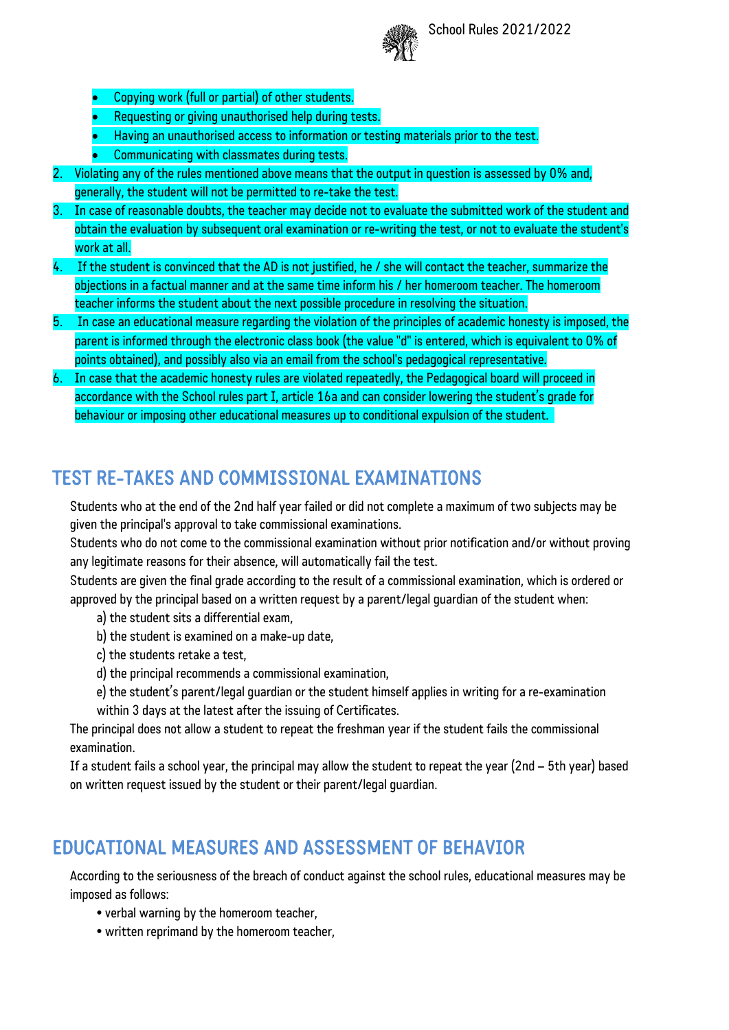- Copying work (full or partial) of other students.
- Requesting or giving unauthorised help during tests.
- Having an unauthorised access to information or testing materials prior to the test.
- Communicating with classmates during tests.

2. Violating any of the rules mentioned above means that the output in question is assessed by 0% and, generally, the student will not be permitted to re-take the test.
3. In case of reasonable doubts, the teacher may decide not to evaluate the submitted work of the student and obtain the evaluation by subsequent oral examination or re-writing the test, or not to evaluate the student's work at all.
4. If the student is convinced that the AD is not justified, he / she will contact the teacher, summarize the objections in a factual manner and at the same time inform his / her homeroom teacher. The homeroom teacher informs the student about the next possible procedure in resolving the situation.
5. In case an educational measure regarding the violation of the principles of academic honesty is imposed, the parent is informed through the electronic class book (the value "d" is entered, which is equivalent to 0% of points obtained), and possibly also via an email from the school's pedagogical representative.
6. In case that the academic honesty rules are violated repeatedly, the Pedagogical board will proceed in accordance with the School rules part I, article 16a and can consider lowering the student's grade for behaviour or imposing other educational measures up to conditional expulsion of the student.

## TEST RE-TAKES AND COMMISSIONAL EXAMINATIONS

Students who at the end of the 2nd half year failed or did not complete a maximum of two subjects may be given the principal's approval to take commissional examinations.

Students who do not come to the commissional examination without prior notification and/or without proving any legitimate reasons for their absence, will automatically fail the test.

Students are given the final grade according to the result of a commissional examination, which is ordered or approved by the principal based on a written request by a parent/legal guardian of the student when:

a) the student sits a differential exam,

b) the student is examined on a make-up date,

c) the students retake a test,

d) the principal recommends a commissional examination,

e) the student's parent/legal guardian or the student himself applies in writing for a re-examination within 3 days at the latest after the issuing of Certificates.

The principal does not allow a student to repeat the freshman year if the student fails the commissional examination.

If a student fails a school year, the principal may allow the student to repeat the year (2nd – 5th year) based on written request issued by the student or their parent/legal guardian.

## EDUCATIONAL MEASURES AND ASSESSMENT OF BEHAVIOR

According to the seriousness of the breach of conduct against the school rules, educational measures may be imposed as follows:

- verbal warning by the homeroom teacher,
- written reprimand by the homeroom teacher,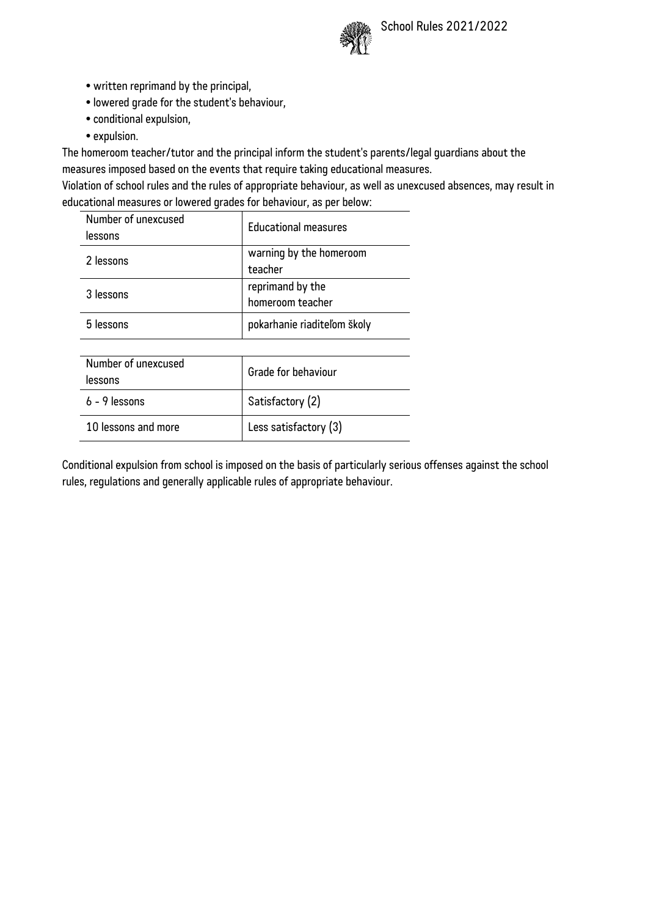- written reprimand by the principal,
- lowered grade for the student's behaviour,
- conditional expulsion,
- expulsion.

The homeroom teacher/tutor and the principal inform the student's parents/legal guardians about the measures imposed based on the events that require taking educational measures.

Violation of school rules and the rules of appropriate behaviour, as well as unexcused absences, may result in educational measures or lowered grades for behaviour, as per below:

| Number of unexcused lessons | Educational measures |
|---|---|
| 2 lessons | warning by the homeroom teacher |
| 3 lessons | reprimand by the homeroom teacher |
| 5 lessons | pokarhanie riaditeľom školy |

| Number of unexcused lessons | Grade for behaviour |
|---|---|
| 6 - 9 lessons | Satisfactory (2) |
| 10 lessons and more | Less satisfactory (3) |

Conditional expulsion from school is imposed on the basis of particularly serious offenses against the school rules, regulations and generally applicable rules of appropriate behaviour.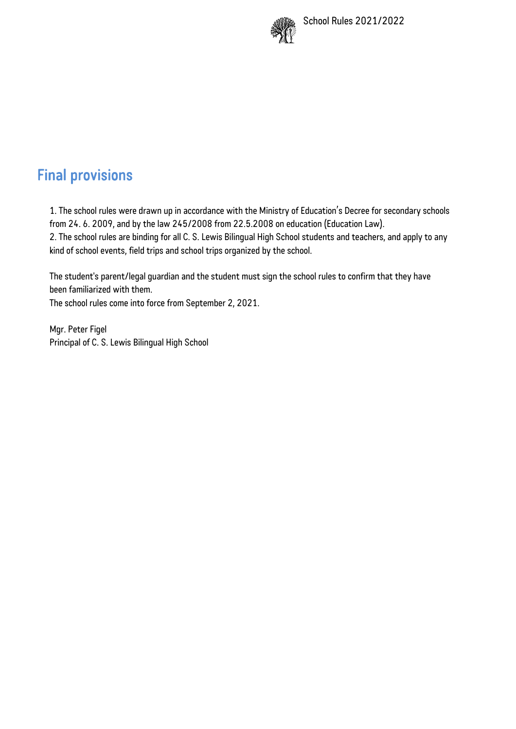## Final provisions

1. The school rules were drawn up in accordance with the Ministry of Education's Decree for secondary schools from 24. 6. 2009, and by the law 245/2008 from 22.5.2008 on education (Education Law).
2. The school rules are binding for all C. S. Lewis Bilingual High School students and teachers, and apply to any kind of school events, field trips and school trips organized by the school.

The student's parent/legal guardian and the student must sign the school rules to confirm that they have been familiarized with them.
The school rules come into force from September 2, 2021.

Mgr. Peter Figel
Principal of C. S. Lewis Bilingual High School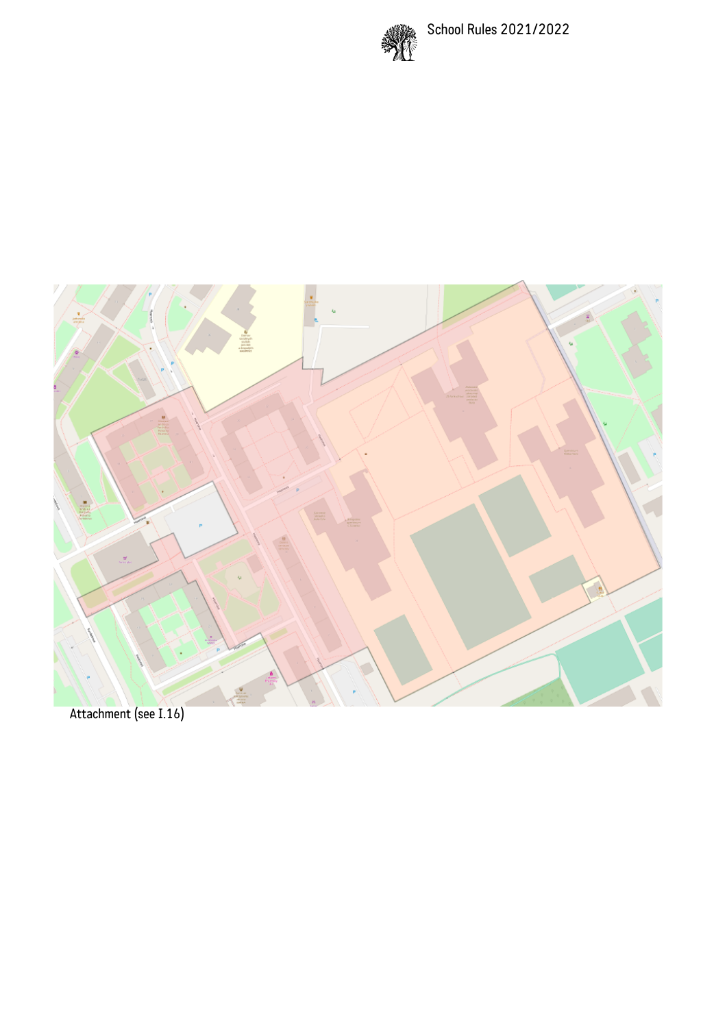Attachment (see I.16)